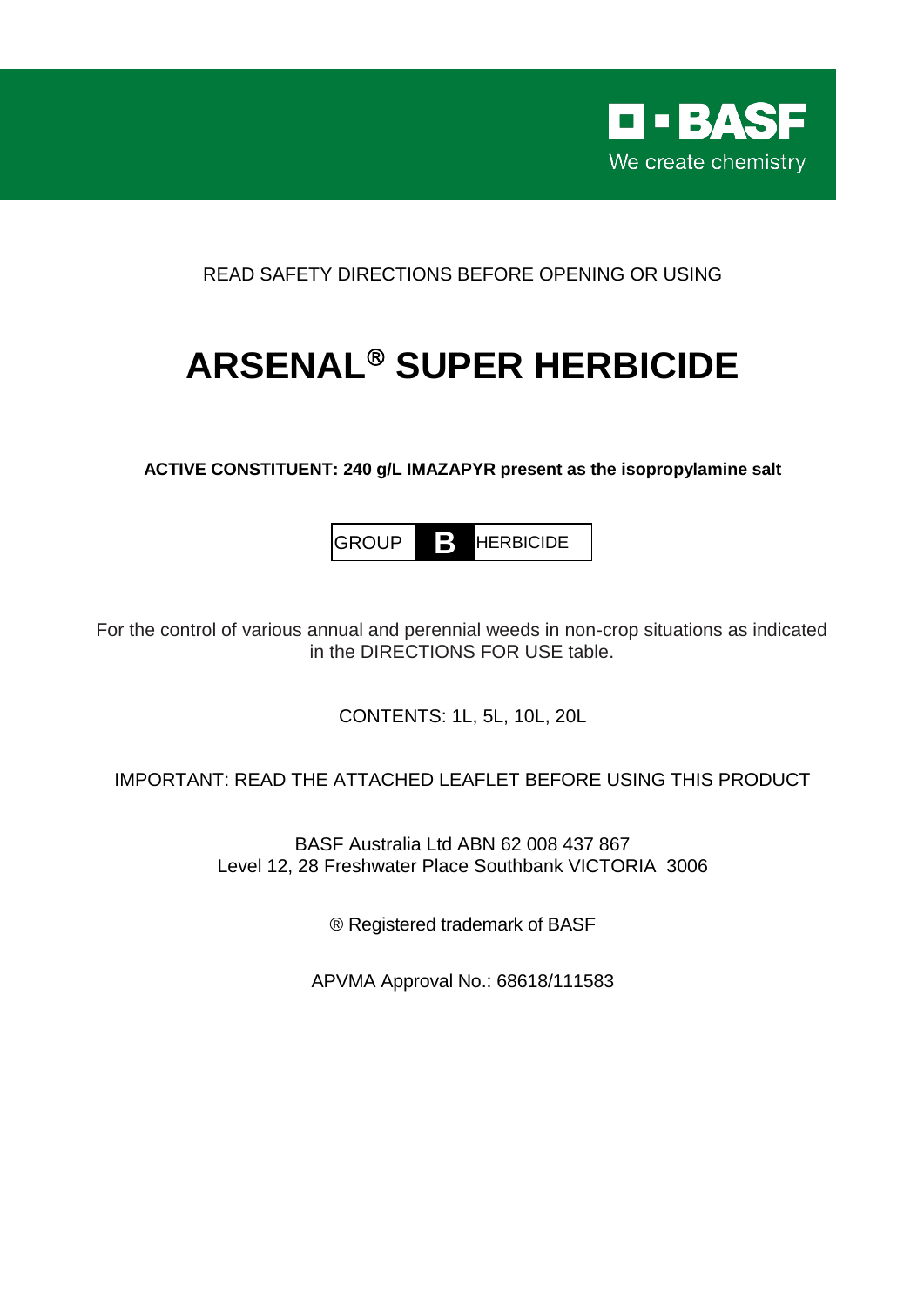BASF

We create chemistry

READ SAFETY DIRECTIONS BEFORE OPENING OR USING

# ARSENAL® SUPER HERBICIDE

**ACTIVE CONSTITUENT: 240 g/L IMAZAPYR present as the isopropylamine salt**

GROUP **B** HERBICIDE

For the control of various annual and perennial weeds in non-crop situations as indicated in the DIRECTIONS FOR USE table.

CONTENTS: 1L, 5L, 10L, 20L

IMPORTANT: READ THE ATTACHED LEAFLET BEFORE USING THIS PRODUCT

BASF Australia Ltd ABN 62 008 437 867
Level 12, 28 Freshwater Place Southbank VICTORIA 3006

® Registered trademark of BASF

APVMA Approval No.: 68618/111583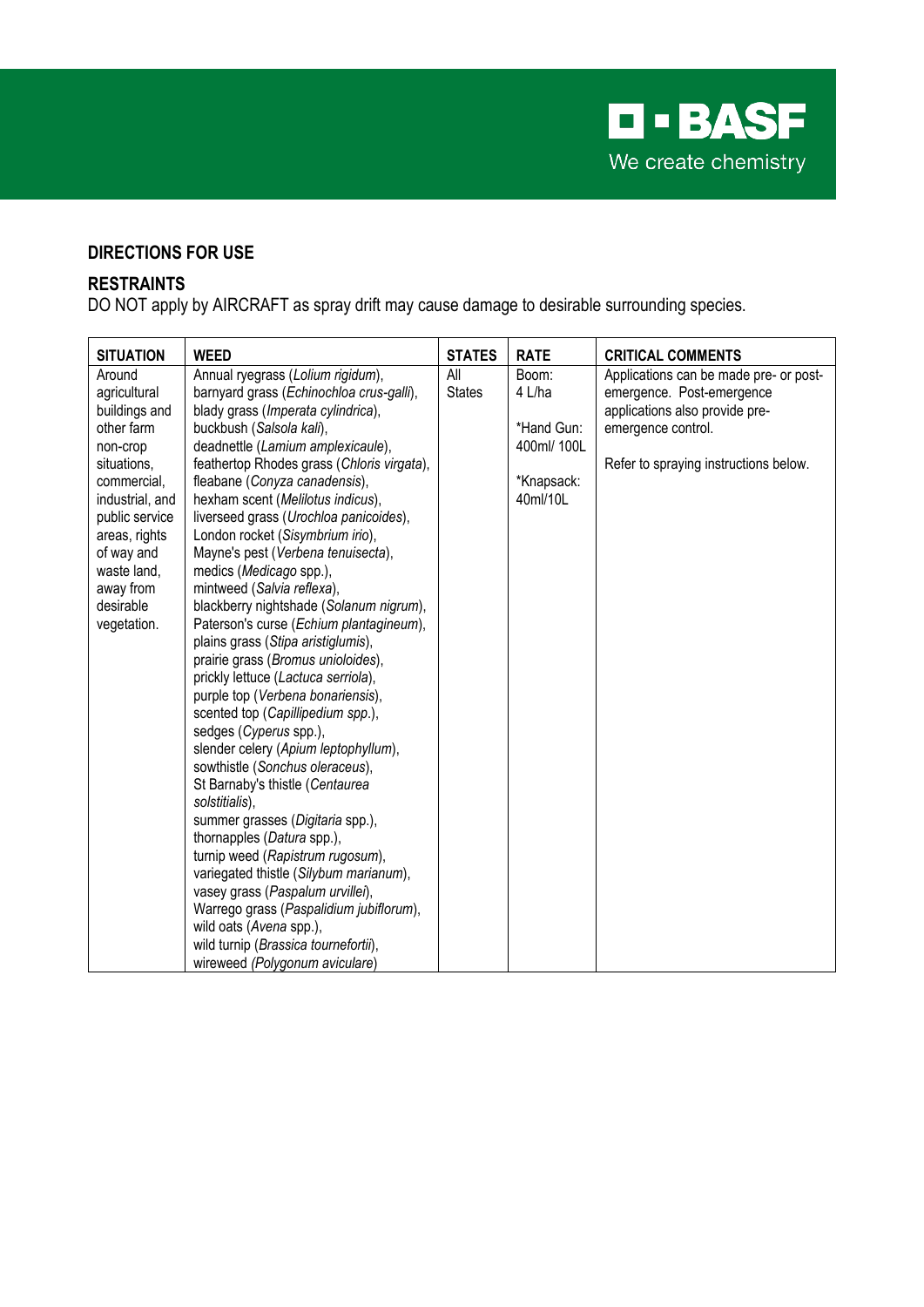## DIRECTIONS FOR USE

### RESTRAINTS

DO NOT apply by AIRCRAFT as spray drift may cause damage to desirable surrounding species.

| SITUATION | WEED | STATES | RATE | CRITICAL COMMENTS |
|---|---|---|---|---|
| Around agricultural buildings and other farm non-crop situations, commercial, industrial, and public service areas, rights of way and waste land, away from desirable vegetation. | Annual ryegrass (*Lolium rigidum*), barnyard grass (*Echinochloa crus-galli*), blady grass (*Imperata cylindrica*), buckbush (*Salsola kali*), deadnettle (*Lamium amplexicaule*), feathertop Rhodes grass (*Chloris virgata*), fleabane (*Conyza canadensis*), hexham scent (*Melilotus indicus*), liverseed grass (*Urochloa panicoides*), London rocket (*Sisymbrium irio*), Mayne's pest (*Verbena tenuisecta*), medics (*Medicago* spp.), mintweed (*Salvia reflexa*), blackberry nightshade (*Solanum nigrum*), Paterson's curse (*Echium plantagineum*), plains grass (*Stipa aristiglumis*), prairie grass (*Bromus unioloides*), prickly lettuce (*Lactuca serriola*), purple top (*Verbena bonariensis*), scented top (*Capillipedium spp.*), sedges (*Cyperus* spp.), slender celery (*Apium leptophyllum*), sowthistle (*Sonchus oleraceus*), St Barnaby's thistle (*Centaurea solstitialis*), summer grasses (*Digitaria* spp.), thornapples (*Datura* spp.), turnip weed (*Rapistrum rugosum*), variegated thistle (*Silybum marianum*), vasey grass (*Paspalum urvillei*), Warrego grass (*Paspalidium jubiflorum*), wild oats (*Avena* spp.), wild turnip (*Brassica tournefortii*), wireweed (*Polygonum aviculare*) | All States | Boom: 4 L/ha<br><br>*Hand Gun: 400ml/ 100L<br><br>*Knapsack: 40ml/10L | Applications can be made pre- or post-emergence. Post-emergence applications also provide pre-emergence control.<br><br>Refer to spraying instructions below. |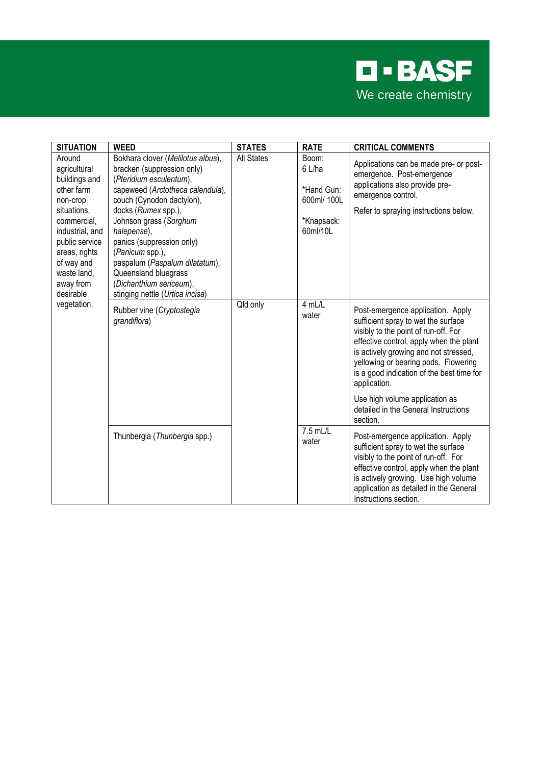| SITUATION | WEED | STATES | RATE | CRITICAL COMMENTS |
|---|---|---|---|---|
| Around agricultural buildings and other farm non-crop situations, commercial, industrial, and public service areas, rights of way and waste land, away from desirable vegetation. | Bokhara clover (*Melilotus albus*), bracken (suppression only) (*Pteridium esculentum*), capeweed (*Arctotheca calendula*), couch (Cynodon dactylon), docks (*Rumex* spp.), Johnson grass (*Sorghum halepense*), panics (suppression only) (*Panicum* spp.), paspalum (*Paspalum dilatatum*), Queensland bluegrass (*Dichanthium sericeum*), stinging nettle (*Urtica incisa*) | All States | Boom: 6 L/ha<br><br>*Hand Gun: 600ml/ 100L<br><br>*Knapsack: 60ml/10L | Applications can be made pre- or post-emergence. Post-emergence applications also provide pre-emergence control.<br><br>Refer to spraying instructions below. |
| | Rubber vine (*Cryptostegia grandiflora*) | Qld only | 4 mL/L water | Post-emergence application. Apply sufficient spray to wet the surface visibly to the point of run-off. For effective control, apply when the plant is actively growing and not stressed, yellowing or bearing pods. Flowering is a good indication of the best time for application.<br><br>Use high volume application as detailed in the General Instructions section. |
| | Thunbergia (*Thunbergia* spp.) | | 7.5 mL/L water | Post-emergence application. Apply sufficient spray to wet the surface visibly to the point of run-off. For effective control, apply when the plant is actively growing. Use high volume application as detailed in the General Instructions section. |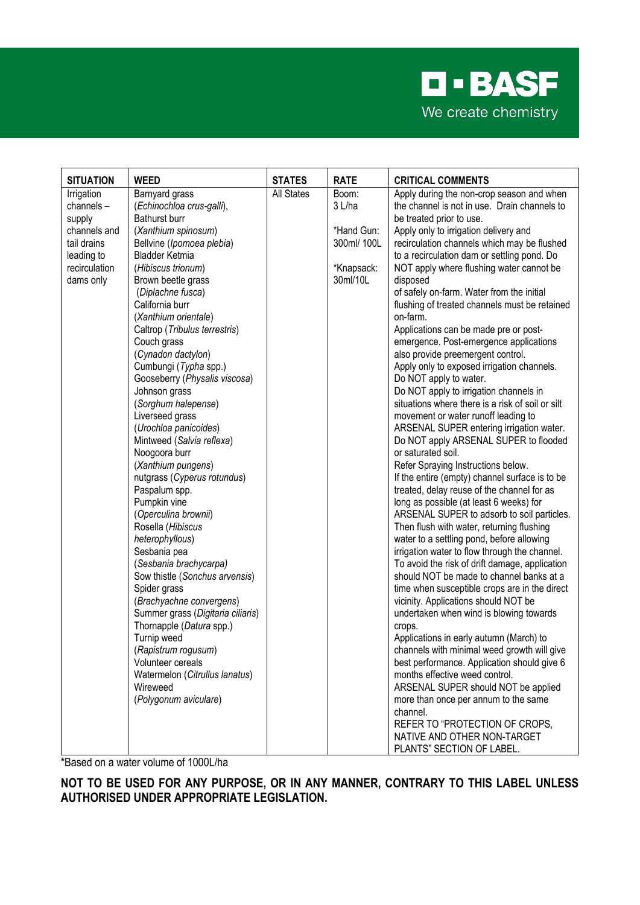| SITUATION | WEED | STATES | RATE | CRITICAL COMMENTS |
|---|---|---|---|---|
| Irrigation channels – supply channels and tail drains leading to recirculation dams only | Barnyard grass (*Echinochloa crus-galli*), Bathurst burr (*Xanthium spinosum*) Bellvine (*Ipomoea plebia*) Bladder Ketmia (*Hibiscus trionum*) Brown beetle grass (*Diplachne fusca*) California burr (*Xanthium orientale*) Caltrop (*Tribulus terrestris*) Couch grass (*Cynadon dactylon*) Cumbungi (*Typha* spp.) Gooseberry (*Physalis viscosa*) Johnson grass (*Sorghum halepense*) Liverseed grass (*Urochloa panicoides*) Mintweed (*Salvia reflexa*) Noogoora burr (*Xanthium pungens*) nutgrass (*Cyperus rotundus*) Paspalum spp. Pumpkin vine (*Operculina brownii*) Rosella (*Hibiscus heterophyllous*) Sesbania pea (*Sesbania brachycarpa*) Sow thistle (*Sonchus arvensis*) Spider grass (*Brachyachne convergens*) Summer grass (*Digitaria ciliaris*) Thornapple (*Datura* spp.) Turnip weed (*Rapistrum rogusum*) Volunteer cereals Watermelon (*Citrullus lanatus*) Wireweed (*Polygonum aviculare*) | All States | Boom: 3 L/ha<br><br>*Hand Gun: 300ml/ 100L<br><br>*Knapsack: 30ml/10L | Apply during the non-crop season and when the channel is not in use. Drain channels to be treated prior to use.<br>Apply only to irrigation delivery and recirculation channels which may be flushed to a recirculation dam or settling pond. Do NOT apply where flushing water cannot be disposed of safely on-farm. Water from the initial flushing of treated channels must be retained on-farm.<br>Applications can be made pre or post-emergence. Post-emergence applications also provide preemergent control.<br>Apply only to exposed irrigation channels. Do NOT apply to water.<br>Do NOT apply to irrigation channels in situations where there is a risk of soil or silt movement or water runoff leading to ARSENAL SUPER entering irrigation water.<br>Do NOT apply ARSENAL SUPER to flooded or saturated soil.<br>Refer Spraying Instructions below.<br>If the entire (empty) channel surface is to be treated, delay reuse of the channel for as long as possible (at least 6 weeks) for ARSENAL SUPER to adsorb to soil particles. Then flush with water, returning flushing water to a settling pond, before allowing irrigation water to flow through the channel.<br>To avoid the risk of drift damage, application should NOT be made to channel banks at a time when susceptible crops are in the direct vicinity. Applications should NOT be undertaken when wind is blowing towards crops.<br>Applications in early autumn (March) to channels with minimal weed growth will give best performance. Application should give 6 months effective weed control.<br>ARSENAL SUPER should NOT be applied more than once per annum to the same channel.<br>REFER TO "PROTECTION OF CROPS, NATIVE AND OTHER NON-TARGET PLANTS" SECTION OF LABEL. |

*Based on a water volume of 1000L/ha

**NOT TO BE USED FOR ANY PURPOSE, OR IN ANY MANNER, CONTRARY TO THIS LABEL UNLESS AUTHORISED UNDER APPROPRIATE LEGISLATION.**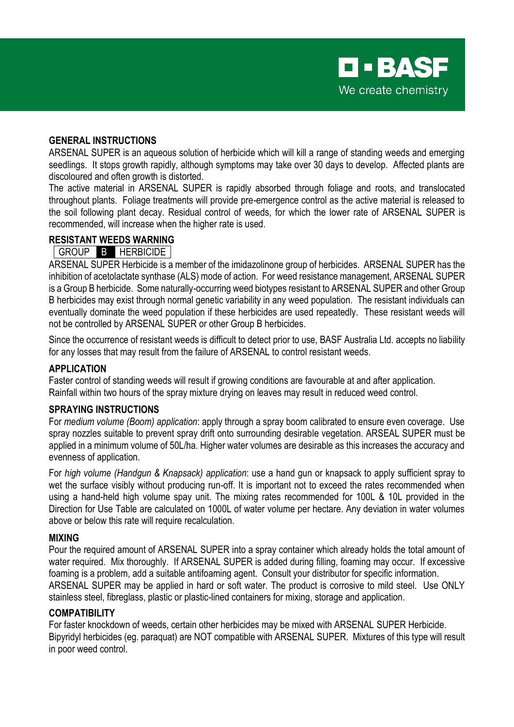## GENERAL INSTRUCTIONS

ARSENAL SUPER is an aqueous solution of herbicide which will kill a range of standing weeds and emerging seedlings. It stops growth rapidly, although symptoms may take over 30 days to develop. Affected plants are discoloured and often growth is distorted.

The active material in ARSENAL SUPER is rapidly absorbed through foliage and roots, and translocated throughout plants. Foliage treatments will provide pre-emergence control as the active material is released to the soil following plant decay. Residual control of weeds, for which the lower rate of ARSENAL SUPER is recommended, will increase when the higher rate is used.

## RESISTANT WEEDS WARNING

| GROUP | B | HERBICIDE |
|---|---|---|

ARSENAL SUPER Herbicide is a member of the imidazolinone group of herbicides. ARSENAL SUPER has the inhibition of acetolactate synthase (ALS) mode of action. For weed resistance management, ARSENAL SUPER is a Group B herbicide. Some naturally-occurring weed biotypes resistant to ARSENAL SUPER and other Group B herbicides may exist through normal genetic variability in any weed population. The resistant individuals can eventually dominate the weed population if these herbicides are used repeatedly. These resistant weeds will not be controlled by ARSENAL SUPER or other Group B herbicides.

Since the occurrence of resistant weeds is difficult to detect prior to use, BASF Australia Ltd. accepts no liability for any losses that may result from the failure of ARSENAL to control resistant weeds.

## APPLICATION

Faster control of standing weeds will result if growing conditions are favourable at and after application.
Rainfall within two hours of the spray mixture drying on leaves may result in reduced weed control.

## SPRAYING INSTRUCTIONS

For *medium volume (Boom) application*: apply through a spray boom calibrated to ensure even coverage. Use spray nozzles suitable to prevent spray drift onto surrounding desirable vegetation. ARSEAL SUPER must be applied in a minimum volume of 50L/ha. Higher water volumes are desirable as this increases the accuracy and evenness of application.

For *high volume (Handgun & Knapsack) application*: use a hand gun or knapsack to apply sufficient spray to wet the surface visibly without producing run-off. It is important not to exceed the rates recommended when using a hand-held high volume spay unit. The mixing rates recommended for 100L & 10L provided in the Direction for Use Table are calculated on 1000L of water volume per hectare. Any deviation in water volumes above or below this rate will require recalculation.

## MIXING

Pour the required amount of ARSENAL SUPER into a spray container which already holds the total amount of water required. Mix thoroughly. If ARSENAL SUPER is added during filling, foaming may occur. If excessive foaming is a problem, add a suitable antifoaming agent. Consult your distributor for specific information.
ARSENAL SUPER may be applied in hard or soft water. The product is corrosive to mild steel. Use ONLY stainless steel, fibreglass, plastic or plastic-lined containers for mixing, storage and application.

## COMPATIBILITY

For faster knockdown of weeds, certain other herbicides may be mixed with ARSENAL SUPER Herbicide.
Bipyridyl herbicides (eg. paraquat) are NOT compatible with ARSENAL SUPER. Mixtures of this type will result in poor weed control.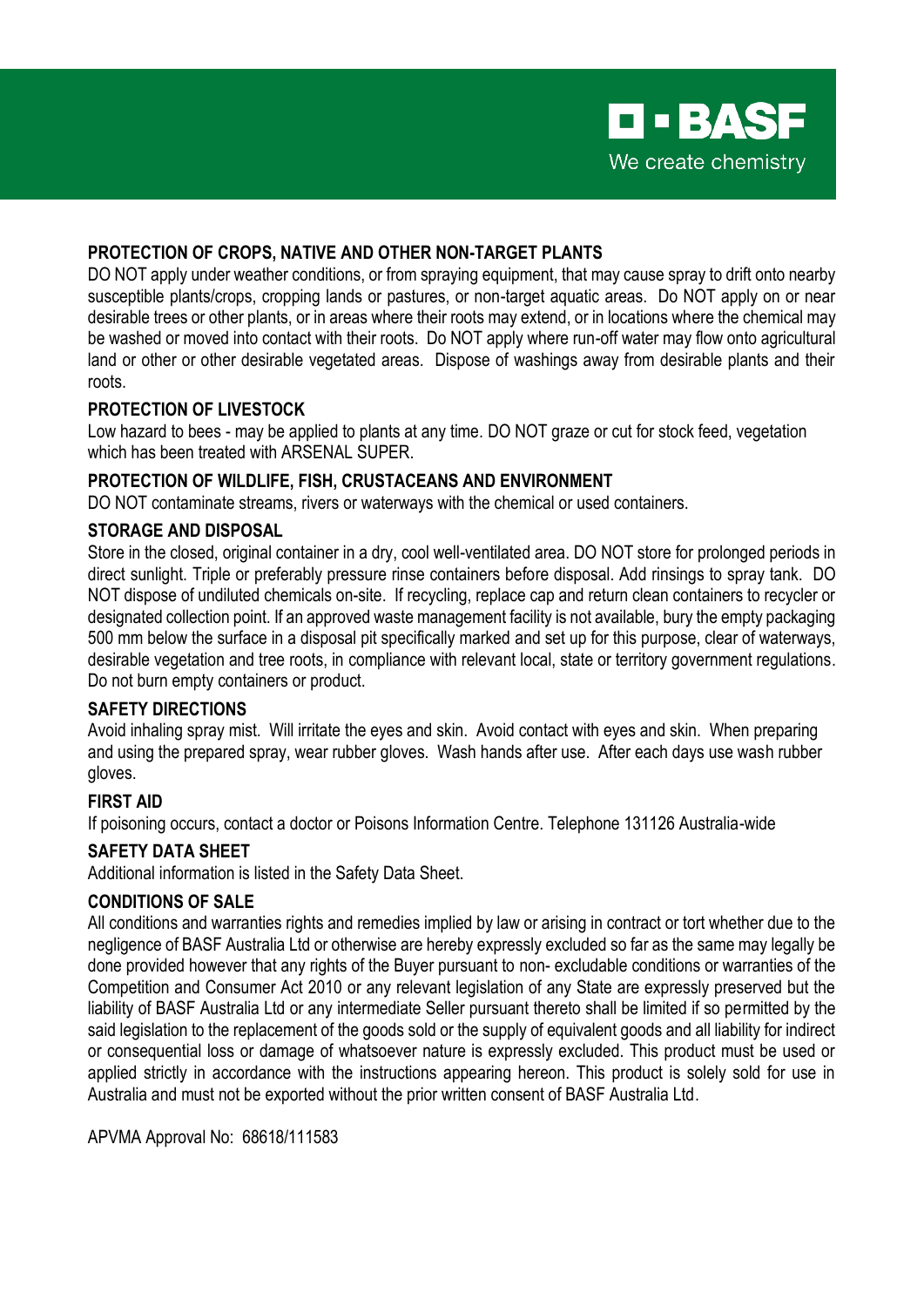## PROTECTION OF CROPS, NATIVE AND OTHER NON-TARGET PLANTS

DO NOT apply under weather conditions, or from spraying equipment, that may cause spray to drift onto nearby susceptible plants/crops, cropping lands or pastures, or non-target aquatic areas. Do NOT apply on or near desirable trees or other plants, or in areas where their roots may extend, or in locations where the chemical may be washed or moved into contact with their roots. Do NOT apply where run-off water may flow onto agricultural land or other or other desirable vegetated areas. Dispose of washings away from desirable plants and their roots.

## PROTECTION OF LIVESTOCK

Low hazard to bees - may be applied to plants at any time. DO NOT graze or cut for stock feed, vegetation which has been treated with ARSENAL SUPER.

## PROTECTION OF WILDLIFE, FISH, CRUSTACEANS AND ENVIRONMENT

DO NOT contaminate streams, rivers or waterways with the chemical or used containers.

## STORAGE AND DISPOSAL

Store in the closed, original container in a dry, cool well-ventilated area. DO NOT store for prolonged periods in direct sunlight. Triple or preferably pressure rinse containers before disposal. Add rinsings to spray tank. DO NOT dispose of undiluted chemicals on-site. If recycling, replace cap and return clean containers to recycler or designated collection point. If an approved waste management facility is not available, bury the empty packaging 500 mm below the surface in a disposal pit specifically marked and set up for this purpose, clear of waterways, desirable vegetation and tree roots, in compliance with relevant local, state or territory government regulations. Do not burn empty containers or product.

## SAFETY DIRECTIONS

Avoid inhaling spray mist. Will irritate the eyes and skin. Avoid contact with eyes and skin. When preparing and using the prepared spray, wear rubber gloves. Wash hands after use. After each days use wash rubber gloves.

## FIRST AID

If poisoning occurs, contact a doctor or Poisons Information Centre. Telephone 131126 Australia-wide

## SAFETY DATA SHEET

Additional information is listed in the Safety Data Sheet.

## CONDITIONS OF SALE

All conditions and warranties rights and remedies implied by law or arising in contract or tort whether due to the negligence of BASF Australia Ltd or otherwise are hereby expressly excluded so far as the same may legally be done provided however that any rights of the Buyer pursuant to non- excludable conditions or warranties of the Competition and Consumer Act 2010 or any relevant legislation of any State are expressly preserved but the liability of BASF Australia Ltd or any intermediate Seller pursuant thereto shall be limited if so permitted by the said legislation to the replacement of the goods sold or the supply of equivalent goods and all liability for indirect or consequential loss or damage of whatsoever nature is expressly excluded. This product must be used or applied strictly in accordance with the instructions appearing hereon. This product is solely sold for use in Australia and must not be exported without the prior written consent of BASF Australia Ltd.

APVMA Approval No: 68618/111583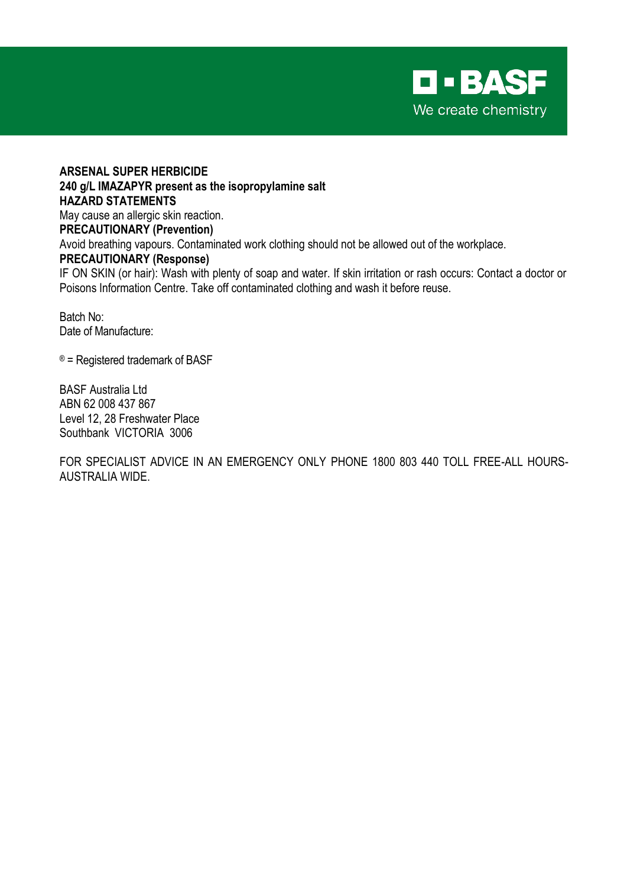**ARSENAL SUPER HERBICIDE**
**240 g/L IMAZAPYR present as the isopropylamine salt**

**HAZARD STATEMENTS**

May cause an allergic skin reaction.

**PRECAUTIONARY (Prevention)**

Avoid breathing vapours. Contaminated work clothing should not be allowed out of the workplace.

**PRECAUTIONARY (Response)**

IF ON SKIN (or hair): Wash with plenty of soap and water. If skin irritation or rash occurs: Contact a doctor or Poisons Information Centre. Take off contaminated clothing and wash it before reuse.

Batch No:
Date of Manufacture:

® = Registered trademark of BASF

BASF Australia Ltd
ABN 62 008 437 867
Level 12, 28 Freshwater Place
Southbank VICTORIA 3006

FOR SPECIALIST ADVICE IN AN EMERGENCY ONLY PHONE 1800 803 440 TOLL FREE-ALL HOURS-AUSTRALIA WIDE.